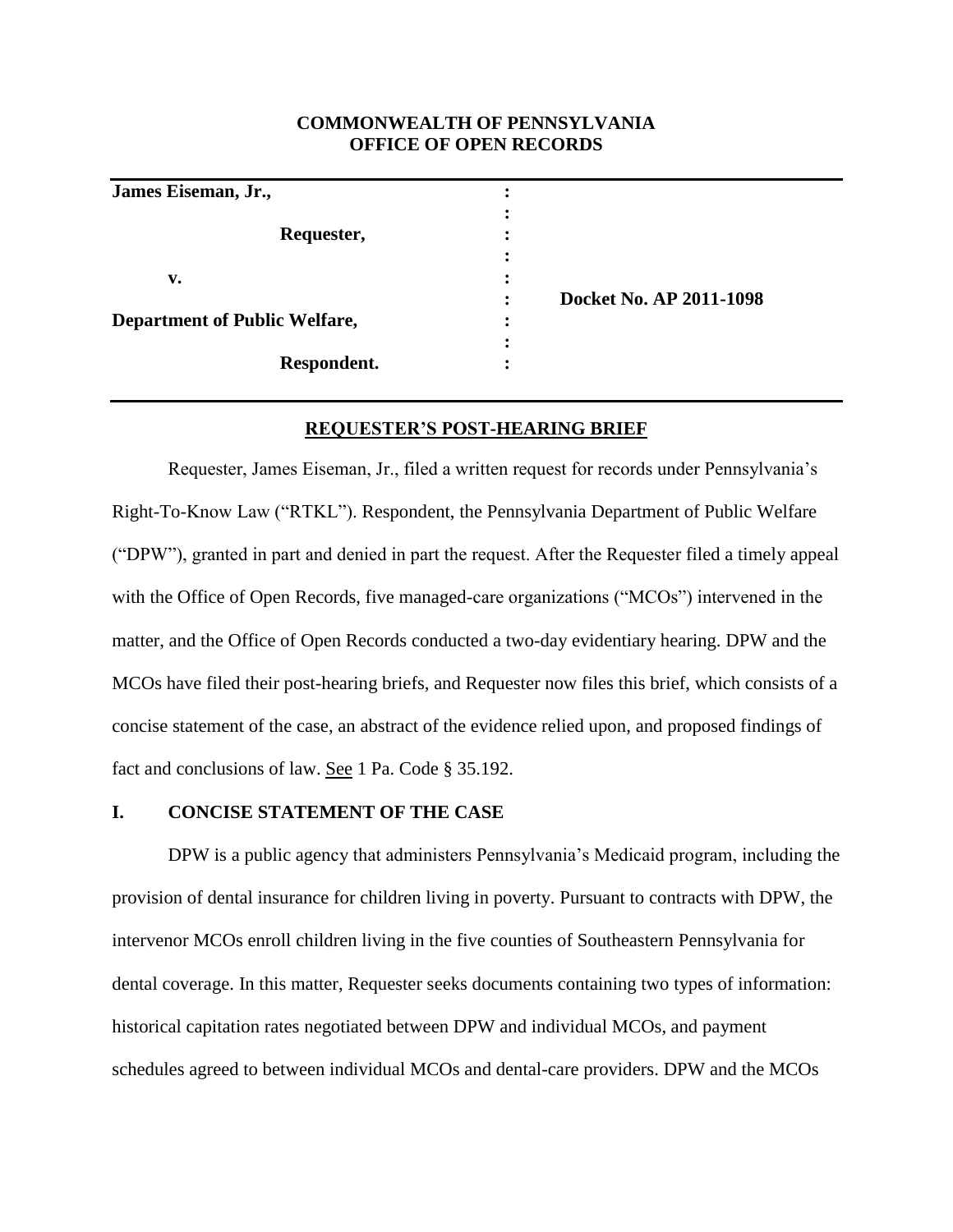**COMMONWEALTH OF PENNSYLVANIA**
**OFFICE OF OPEN RECORDS**

| | | |
|---|---|---|
| **James Eiseman, Jr.,** | : | |
| | : | |
| **Requester,** | : | |
| | : | |
| **v.** | : | |
| | : | **Docket No. AP 2011-1098** |
| **Department of Public Welfare,** | : | |
| | : | |
| **Respondent.** | : | |

## REQUESTER'S POST-HEARING BRIEF

Requester, James Eiseman, Jr., filed a written request for records under Pennsylvania's Right-To-Know Law ("RTKL"). Respondent, the Pennsylvania Department of Public Welfare ("DPW"), granted in part and denied in part the request. After the Requester filed a timely appeal with the Office of Open Records, five managed-care organizations ("MCOs") intervened in the matter, and the Office of Open Records conducted a two-day evidentiary hearing. DPW and the MCOs have filed their post-hearing briefs, and Requester now files this brief, which consists of a concise statement of the case, an abstract of the evidence relied upon, and proposed findings of fact and conclusions of law. See 1 Pa. Code § 35.192.

## I. CONCISE STATEMENT OF THE CASE

DPW is a public agency that administers Pennsylvania's Medicaid program, including the provision of dental insurance for children living in poverty. Pursuant to contracts with DPW, the intervenor MCOs enroll children living in the five counties of Southeastern Pennsylvania for dental coverage. In this matter, Requester seeks documents containing two types of information: historical capitation rates negotiated between DPW and individual MCOs, and payment schedules agreed to between individual MCOs and dental-care providers. DPW and the MCOs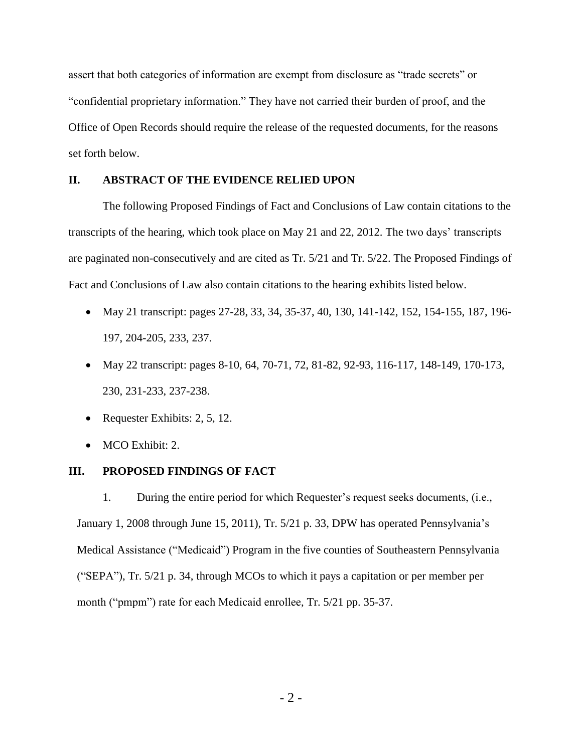assert that both categories of information are exempt from disclosure as "trade secrets" or "confidential proprietary information." They have not carried their burden of proof, and the Office of Open Records should require the release of the requested documents, for the reasons set forth below.

## II. ABSTRACT OF THE EVIDENCE RELIED UPON

The following Proposed Findings of Fact and Conclusions of Law contain citations to the transcripts of the hearing, which took place on May 21 and 22, 2012. The two days' transcripts are paginated non-consecutively and are cited as Tr. 5/21 and Tr. 5/22. The Proposed Findings of Fact and Conclusions of Law also contain citations to the hearing exhibits listed below.

- May 21 transcript: pages 27-28, 33, 34, 35-37, 40, 130, 141-142, 152, 154-155, 187, 196-197, 204-205, 233, 237.
- May 22 transcript: pages 8-10, 64, 70-71, 72, 81-82, 92-93, 116-117, 148-149, 170-173, 230, 231-233, 237-238.
- Requester Exhibits: 2, 5, 12.
- MCO Exhibit: 2.

## III. PROPOSED FINDINGS OF FACT

1. During the entire period for which Requester's request seeks documents, (i.e., January 1, 2008 through June 15, 2011), Tr. 5/21 p. 33, DPW has operated Pennsylvania's Medical Assistance ("Medicaid") Program in the five counties of Southeastern Pennsylvania ("SEPA"), Tr. 5/21 p. 34, through MCOs to which it pays a capitation or per member per month ("pmpm") rate for each Medicaid enrollee, Tr. 5/21 pp. 35-37.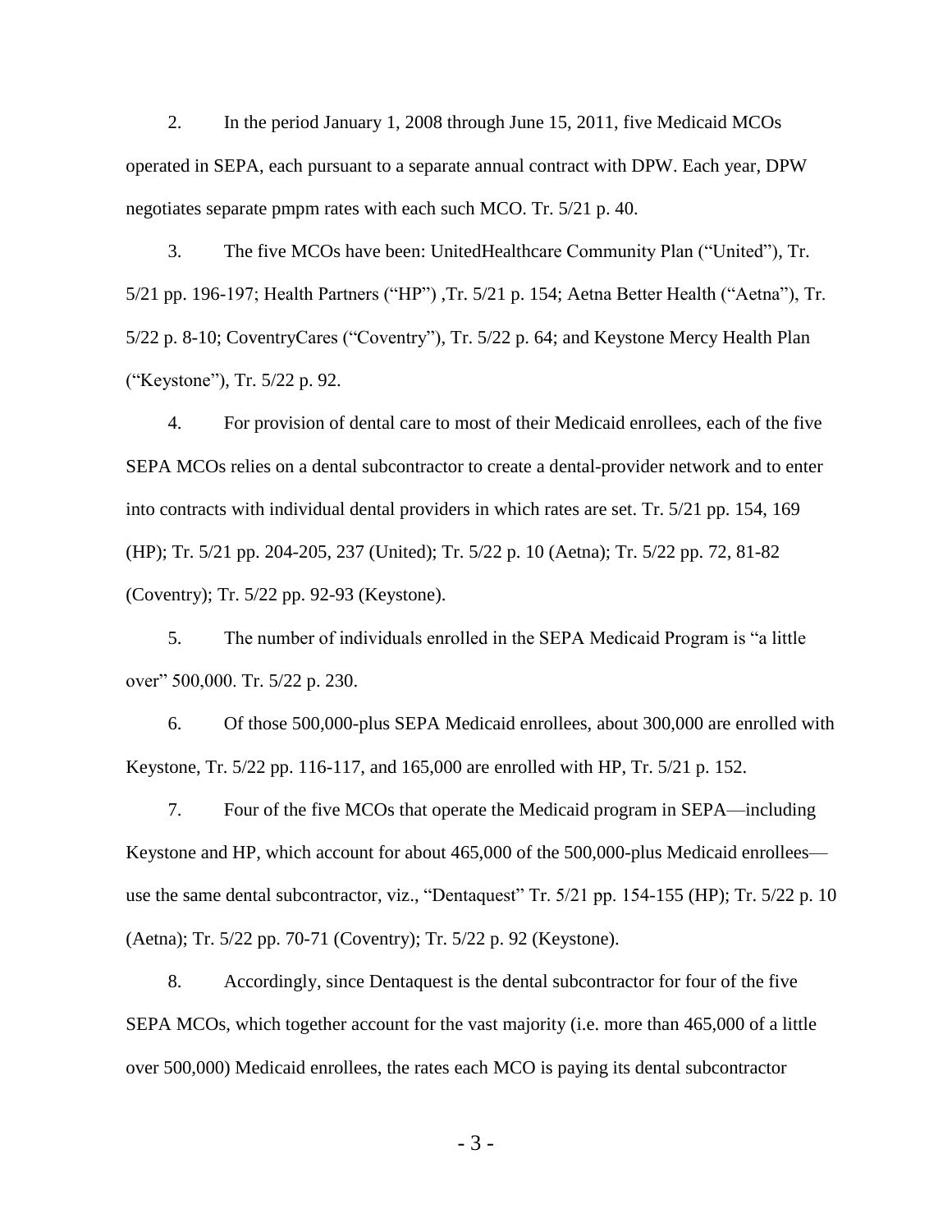2. In the period January 1, 2008 through June 15, 2011, five Medicaid MCOs operated in SEPA, each pursuant to a separate annual contract with DPW. Each year, DPW negotiates separate pmpm rates with each such MCO. Tr. 5/21 p. 40.

3. The five MCOs have been: UnitedHealthcare Community Plan ("United"), Tr. 5/21 pp. 196-197; Health Partners ("HP") ,Tr. 5/21 p. 154; Aetna Better Health ("Aetna"), Tr. 5/22 p. 8-10; CoventryCares ("Coventry"), Tr. 5/22 p. 64; and Keystone Mercy Health Plan ("Keystone"), Tr. 5/22 p. 92.

4. For provision of dental care to most of their Medicaid enrollees, each of the five SEPA MCOs relies on a dental subcontractor to create a dental-provider network and to enter into contracts with individual dental providers in which rates are set. Tr. 5/21 pp. 154, 169 (HP); Tr. 5/21 pp. 204-205, 237 (United); Tr. 5/22 p. 10 (Aetna); Tr. 5/22 pp. 72, 81-82 (Coventry); Tr. 5/22 pp. 92-93 (Keystone).

5. The number of individuals enrolled in the SEPA Medicaid Program is "a little over" 500,000. Tr. 5/22 p. 230.

6. Of those 500,000-plus SEPA Medicaid enrollees, about 300,000 are enrolled with Keystone, Tr. 5/22 pp. 116-117, and 165,000 are enrolled with HP, Tr. 5/21 p. 152.

7. Four of the five MCOs that operate the Medicaid program in SEPA—including Keystone and HP, which account for about 465,000 of the 500,000-plus Medicaid enrollees—use the same dental subcontractor, viz., "Dentaquest" Tr. 5/21 pp. 154-155 (HP); Tr. 5/22 p. 10 (Aetna); Tr. 5/22 pp. 70-71 (Coventry); Tr. 5/22 p. 92 (Keystone).

8. Accordingly, since Dentaquest is the dental subcontractor for four of the five SEPA MCOs, which together account for the vast majority (i.e. more than 465,000 of a little over 500,000) Medicaid enrollees, the rates each MCO is paying its dental subcontractor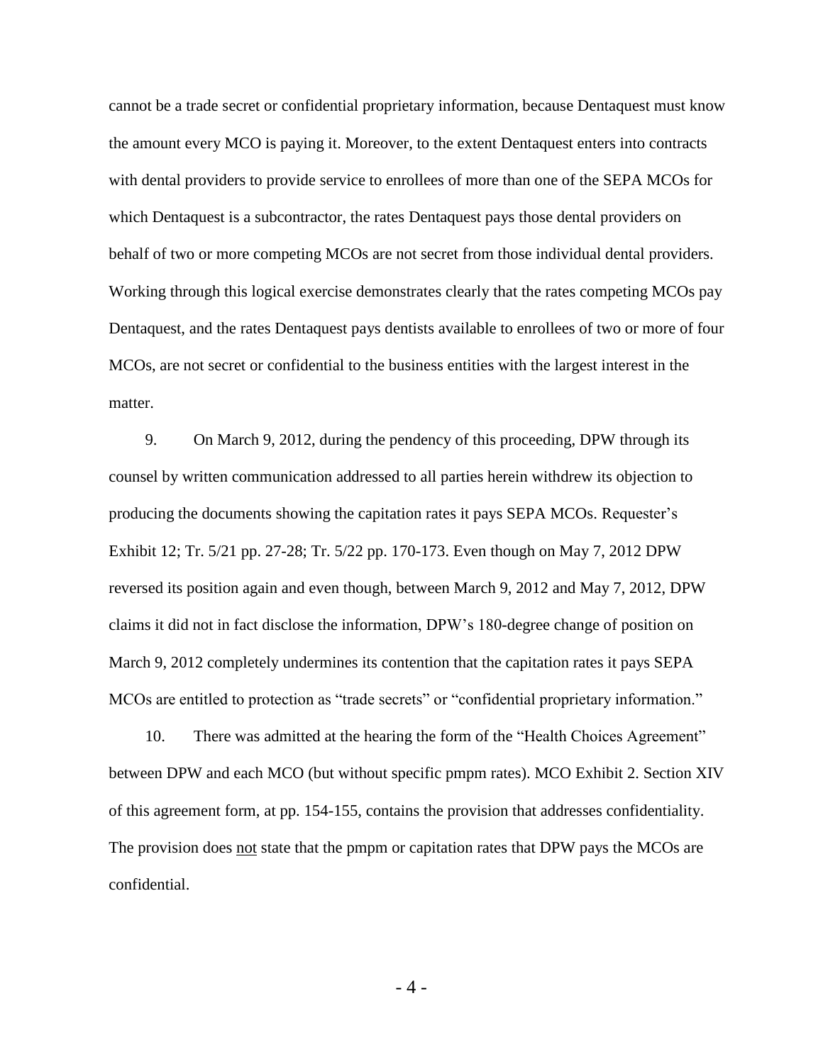cannot be a trade secret or confidential proprietary information, because Dentaquest must know the amount every MCO is paying it. Moreover, to the extent Dentaquest enters into contracts with dental providers to provide service to enrollees of more than one of the SEPA MCOs for which Dentaquest is a subcontractor, the rates Dentaquest pays those dental providers on behalf of two or more competing MCOs are not secret from those individual dental providers. Working through this logical exercise demonstrates clearly that the rates competing MCOs pay Dentaquest, and the rates Dentaquest pays dentists available to enrollees of two or more of four MCOs, are not secret or confidential to the business entities with the largest interest in the matter.

9. On March 9, 2012, during the pendency of this proceeding, DPW through its counsel by written communication addressed to all parties herein withdrew its objection to producing the documents showing the capitation rates it pays SEPA MCOs. Requester's Exhibit 12; Tr. 5/21 pp. 27-28; Tr. 5/22 pp. 170-173. Even though on May 7, 2012 DPW reversed its position again and even though, between March 9, 2012 and May 7, 2012, DPW claims it did not in fact disclose the information, DPW's 180-degree change of position on March 9, 2012 completely undermines its contention that the capitation rates it pays SEPA MCOs are entitled to protection as "trade secrets" or "confidential proprietary information."

10. There was admitted at the hearing the form of the "Health Choices Agreement" between DPW and each MCO (but without specific pmpm rates). MCO Exhibit 2. Section XIV of this agreement form, at pp. 154-155, contains the provision that addresses confidentiality. The provision does <u>not</u> state that the pmpm or capitation rates that DPW pays the MCOs are confidential.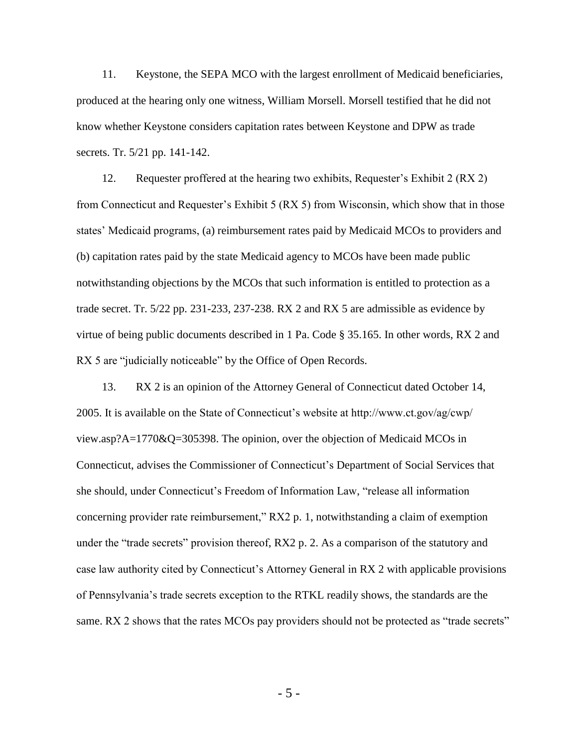11. Keystone, the SEPA MCO with the largest enrollment of Medicaid beneficiaries, produced at the hearing only one witness, William Morsell. Morsell testified that he did not know whether Keystone considers capitation rates between Keystone and DPW as trade secrets. Tr. 5/21 pp. 141-142.

12. Requester proffered at the hearing two exhibits, Requester's Exhibit 2 (RX 2) from Connecticut and Requester's Exhibit 5 (RX 5) from Wisconsin, which show that in those states' Medicaid programs, (a) reimbursement rates paid by Medicaid MCOs to providers and (b) capitation rates paid by the state Medicaid agency to MCOs have been made public notwithstanding objections by the MCOs that such information is entitled to protection as a trade secret. Tr. 5/22 pp. 231-233, 237-238. RX 2 and RX 5 are admissible as evidence by virtue of being public documents described in 1 Pa. Code § 35.165. In other words, RX 2 and RX 5 are "judicially noticeable" by the Office of Open Records.

13. RX 2 is an opinion of the Attorney General of Connecticut dated October 14, 2005. It is available on the State of Connecticut's website at http://www.ct.gov/ag/cwp/view.asp?A=1770&Q=305398. The opinion, over the objection of Medicaid MCOs in Connecticut, advises the Commissioner of Connecticut's Department of Social Services that she should, under Connecticut's Freedom of Information Law, "release all information concerning provider rate reimbursement," RX2 p. 1, notwithstanding a claim of exemption under the "trade secrets" provision thereof, RX2 p. 2. As a comparison of the statutory and case law authority cited by Connecticut's Attorney General in RX 2 with applicable provisions of Pennsylvania's trade secrets exception to the RTKL readily shows, the standards are the same. RX 2 shows that the rates MCOs pay providers should not be protected as "trade secrets"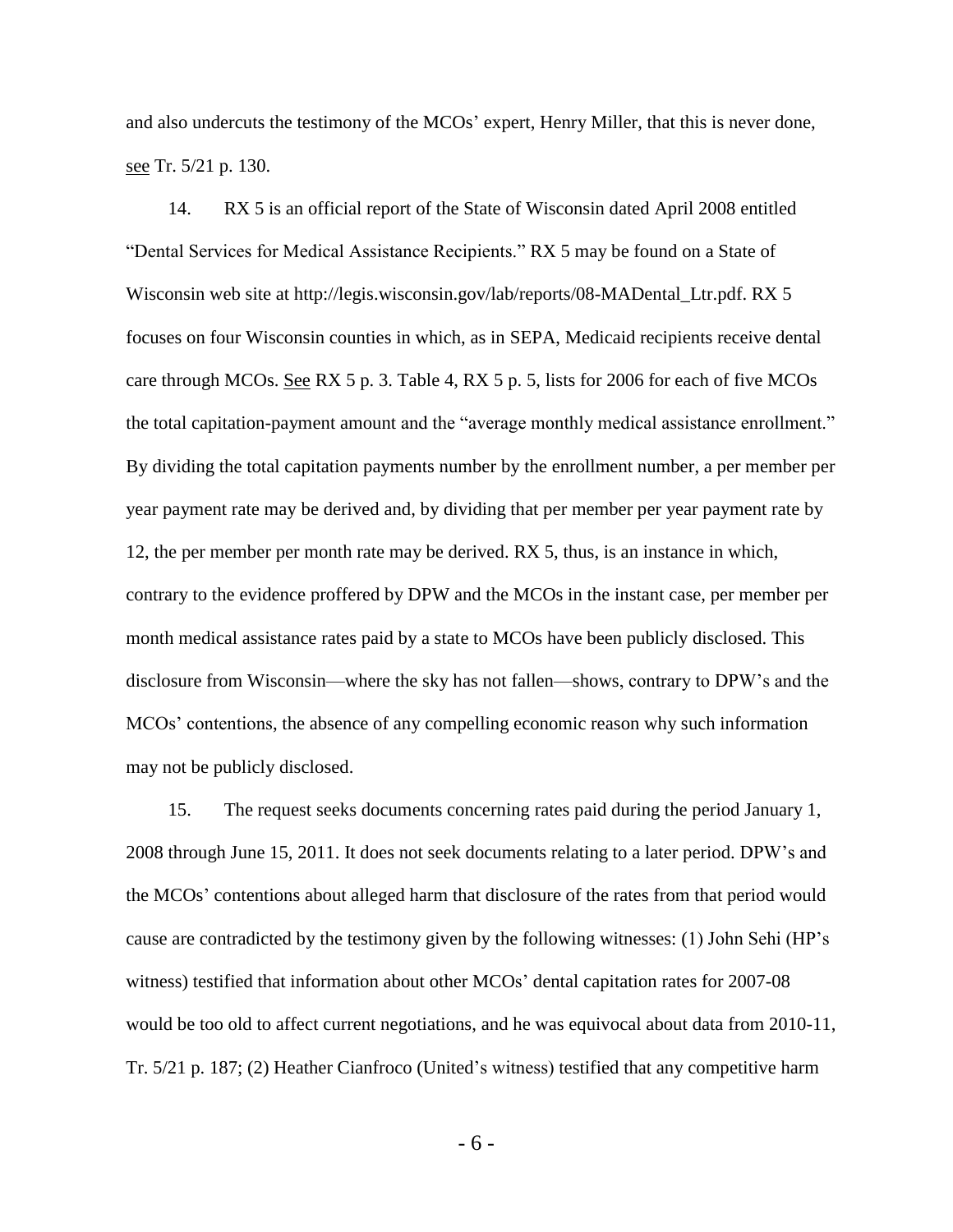and also undercuts the testimony of the MCOs' expert, Henry Miller, that this is never done, see Tr. 5/21 p. 130.

14. RX 5 is an official report of the State of Wisconsin dated April 2008 entitled "Dental Services for Medical Assistance Recipients." RX 5 may be found on a State of Wisconsin web site at http://legis.wisconsin.gov/lab/reports/08-MADental_Ltr.pdf. RX 5 focuses on four Wisconsin counties in which, as in SEPA, Medicaid recipients receive dental care through MCOs. See RX 5 p. 3. Table 4, RX 5 p. 5, lists for 2006 for each of five MCOs the total capitation-payment amount and the "average monthly medical assistance enrollment." By dividing the total capitation payments number by the enrollment number, a per member per year payment rate may be derived and, by dividing that per member per year payment rate by 12, the per member per month rate may be derived. RX 5, thus, is an instance in which, contrary to the evidence proffered by DPW and the MCOs in the instant case, per member per month medical assistance rates paid by a state to MCOs have been publicly disclosed. This disclosure from Wisconsin—where the sky has not fallen—shows, contrary to DPW's and the MCOs' contentions, the absence of any compelling economic reason why such information may not be publicly disclosed.

15. The request seeks documents concerning rates paid during the period January 1, 2008 through June 15, 2011. It does not seek documents relating to a later period. DPW's and the MCOs' contentions about alleged harm that disclosure of the rates from that period would cause are contradicted by the testimony given by the following witnesses: (1) John Sehi (HP's witness) testified that information about other MCOs' dental capitation rates for 2007-08 would be too old to affect current negotiations, and he was equivocal about data from 2010-11, Tr. 5/21 p. 187; (2) Heather Cianfroco (United's witness) testified that any competitive harm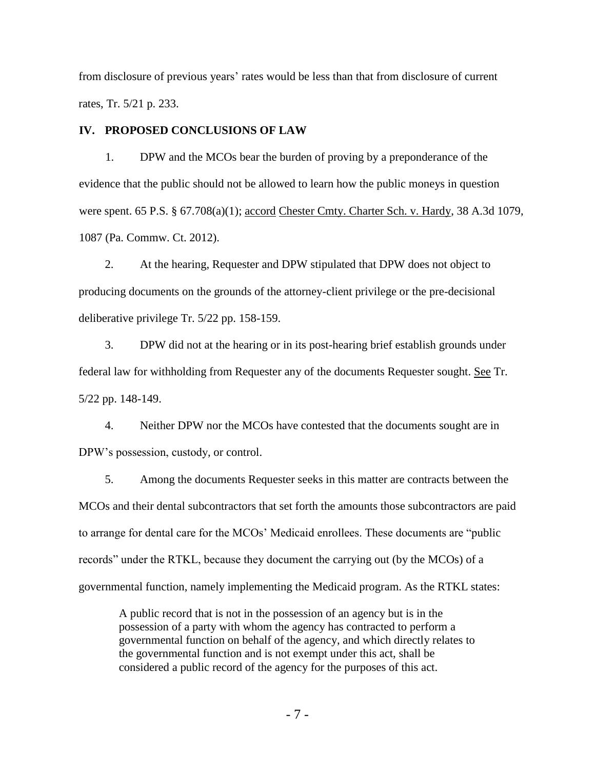from disclosure of previous years' rates would be less than that from disclosure of current rates, Tr. 5/21 p. 233.

## IV. PROPOSED CONCLUSIONS OF LAW

1. DPW and the MCOs bear the burden of proving by a preponderance of the evidence that the public should not be allowed to learn how the public moneys in question were spent. 65 P.S. § 67.708(a)(1); accord Chester Cmty. Charter Sch. v. Hardy, 38 A.3d 1079, 1087 (Pa. Commw. Ct. 2012).

2. At the hearing, Requester and DPW stipulated that DPW does not object to producing documents on the grounds of the attorney-client privilege or the pre-decisional deliberative privilege Tr. 5/22 pp. 158-159.

3. DPW did not at the hearing or in its post-hearing brief establish grounds under federal law for withholding from Requester any of the documents Requester sought. See Tr. 5/22 pp. 148-149.

4. Neither DPW nor the MCOs have contested that the documents sought are in DPW's possession, custody, or control.

5. Among the documents Requester seeks in this matter are contracts between the MCOs and their dental subcontractors that set forth the amounts those subcontractors are paid to arrange for dental care for the MCOs' Medicaid enrollees. These documents are "public records" under the RTKL, because they document the carrying out (by the MCOs) of a governmental function, namely implementing the Medicaid program. As the RTKL states:

> A public record that is not in the possession of an agency but is in the possession of a party with whom the agency has contracted to perform a governmental function on behalf of the agency, and which directly relates to the governmental function and is not exempt under this act, shall be considered a public record of the agency for the purposes of this act.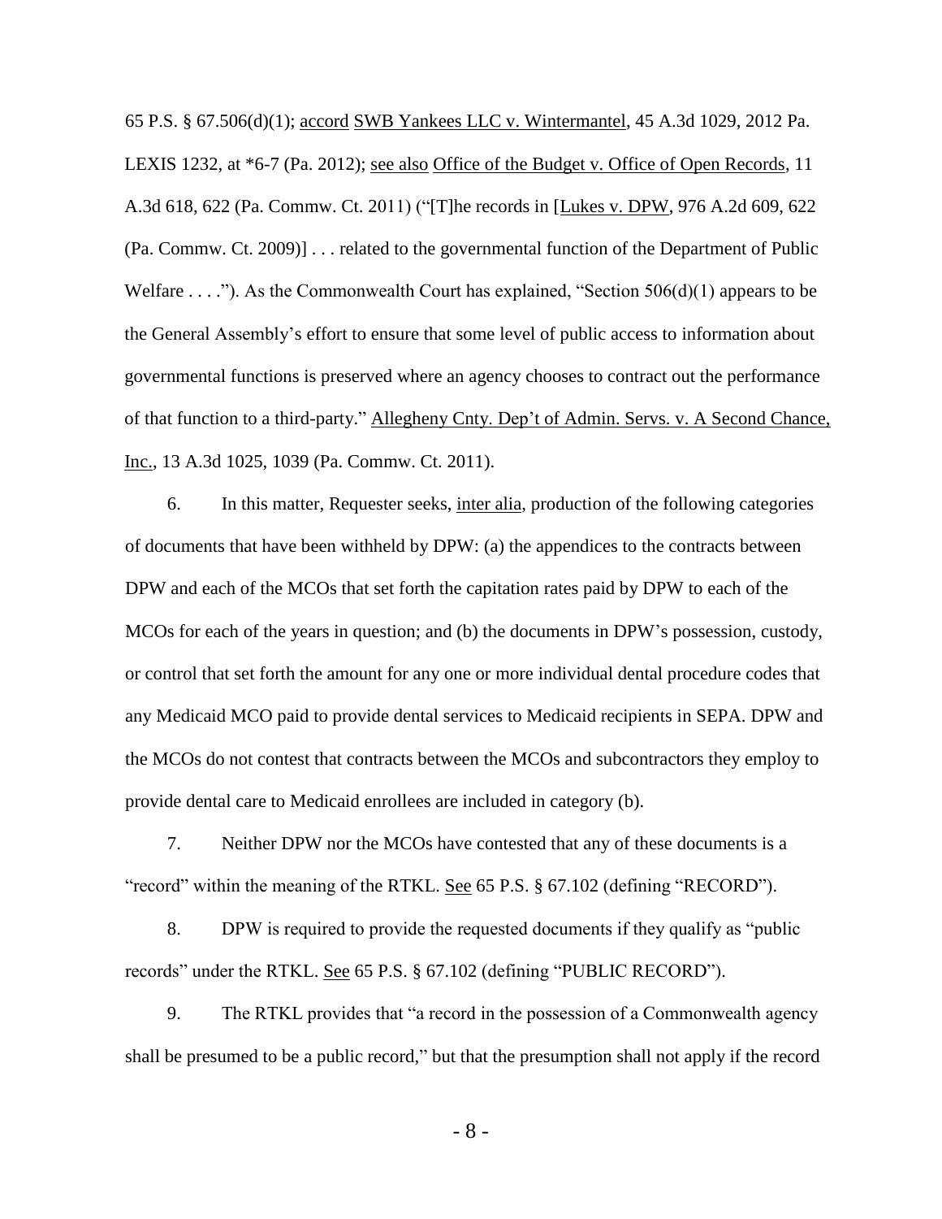65 P.S. § 67.506(d)(1); accord SWB Yankees LLC v. Wintermantel, 45 A.3d 1029, 2012 Pa. LEXIS 1232, at *6-7 (Pa. 2012); see also Office of the Budget v. Office of Open Records, 11 A.3d 618, 622 (Pa. Commw. Ct. 2011) ("[T]he records in [Lukes v. DPW, 976 A.2d 609, 622 (Pa. Commw. Ct. 2009)] . . . related to the governmental function of the Department of Public Welfare . . . ."). As the Commonwealth Court has explained, "Section 506(d)(1) appears to be the General Assembly's effort to ensure that some level of public access to information about governmental functions is preserved where an agency chooses to contract out the performance of that function to a third-party." Allegheny Cnty. Dep't of Admin. Servs. v. A Second Chance, Inc., 13 A.3d 1025, 1039 (Pa. Commw. Ct. 2011).

6. In this matter, Requester seeks, inter alia, production of the following categories of documents that have been withheld by DPW: (a) the appendices to the contracts between DPW and each of the MCOs that set forth the capitation rates paid by DPW to each of the MCOs for each of the years in question; and (b) the documents in DPW's possession, custody, or control that set forth the amount for any one or more individual dental procedure codes that any Medicaid MCO paid to provide dental services to Medicaid recipients in SEPA. DPW and the MCOs do not contest that contracts between the MCOs and subcontractors they employ to provide dental care to Medicaid enrollees are included in category (b).

7. Neither DPW nor the MCOs have contested that any of these documents is a "record" within the meaning of the RTKL. See 65 P.S. § 67.102 (defining "RECORD").

8. DPW is required to provide the requested documents if they qualify as "public records" under the RTKL. See 65 P.S. § 67.102 (defining "PUBLIC RECORD").

9. The RTKL provides that "a record in the possession of a Commonwealth agency shall be presumed to be a public record," but that the presumption shall not apply if the record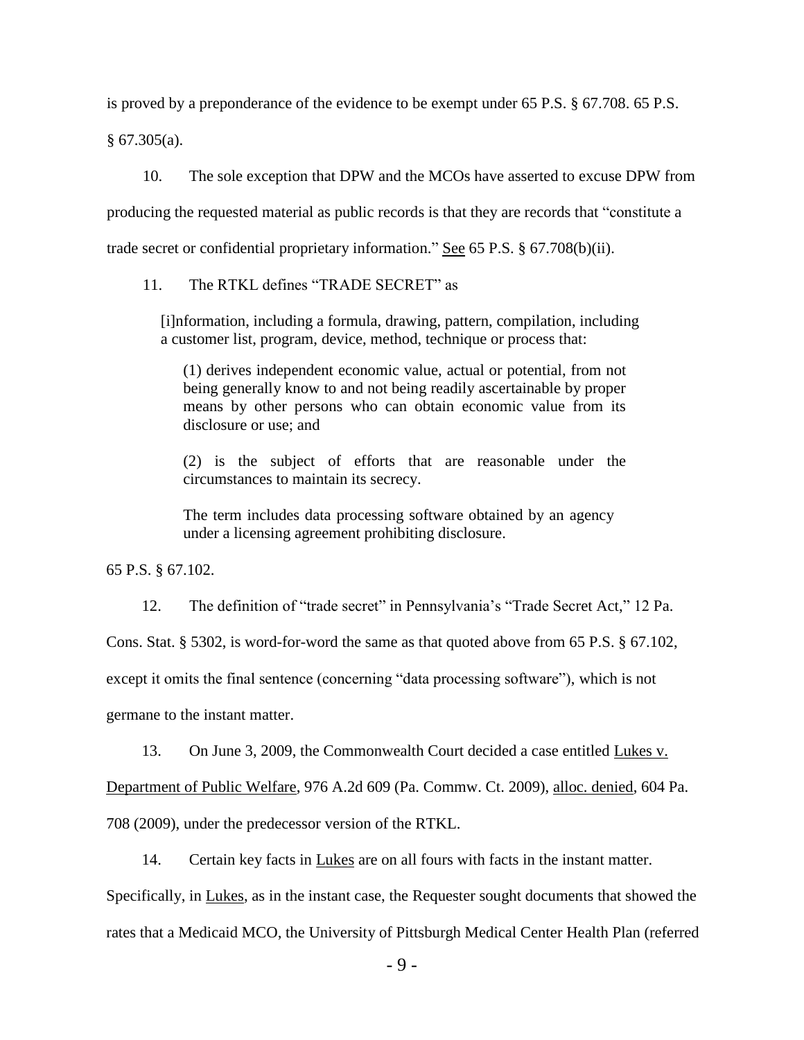is proved by a preponderance of the evidence to be exempt under 65 P.S. § 67.708. 65 P.S. § 67.305(a).

10. The sole exception that DPW and the MCOs have asserted to excuse DPW from producing the requested material as public records is that they are records that "constitute a trade secret or confidential proprietary information." See 65 P.S. § 67.708(b)(ii).

11. The RTKL defines "TRADE SECRET" as

> [i]nformation, including a formula, drawing, pattern, compilation, including a customer list, program, device, method, technique or process that:
>
> (1) derives independent economic value, actual or potential, from not being generally know to and not being readily ascertainable by proper means by other persons who can obtain economic value from its disclosure or use; and
>
> (2) is the subject of efforts that are reasonable under the circumstances to maintain its secrecy.
>
> The term includes data processing software obtained by an agency under a licensing agreement prohibiting disclosure.

65 P.S. § 67.102.

12. The definition of "trade secret" in Pennsylvania's "Trade Secret Act," 12 Pa. Cons. Stat. § 5302, is word-for-word the same as that quoted above from 65 P.S. § 67.102, except it omits the final sentence (concerning "data processing software"), which is not germane to the instant matter.

13. On June 3, 2009, the Commonwealth Court decided a case entitled Lukes v. Department of Public Welfare, 976 A.2d 609 (Pa. Commw. Ct. 2009), alloc. denied, 604 Pa. 708 (2009), under the predecessor version of the RTKL.

14. Certain key facts in Lukes are on all fours with facts in the instant matter. Specifically, in Lukes, as in the instant case, the Requester sought documents that showed the rates that a Medicaid MCO, the University of Pittsburgh Medical Center Health Plan (referred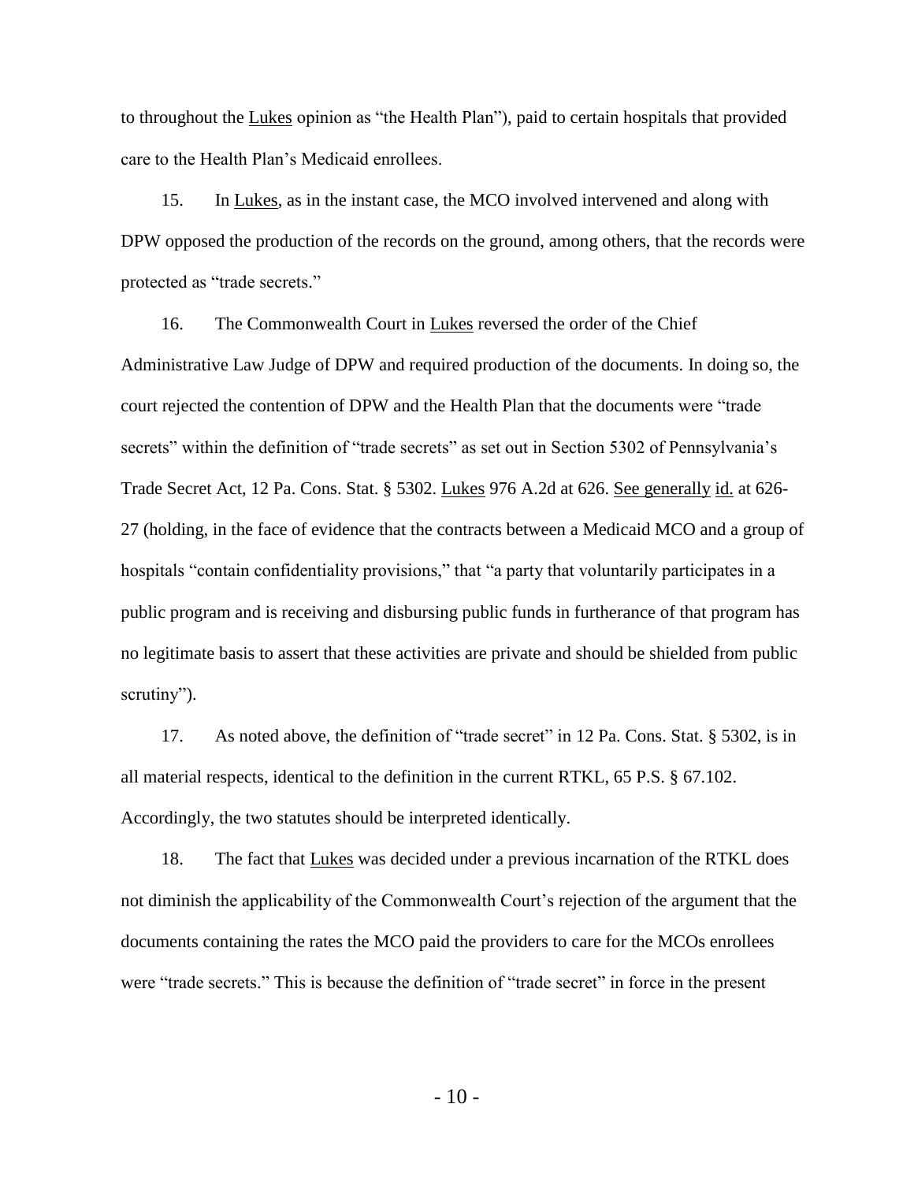to throughout the Lukes opinion as "the Health Plan"), paid to certain hospitals that provided care to the Health Plan's Medicaid enrollees.

15. In Lukes, as in the instant case, the MCO involved intervened and along with DPW opposed the production of the records on the ground, among others, that the records were protected as "trade secrets."

16. The Commonwealth Court in Lukes reversed the order of the Chief Administrative Law Judge of DPW and required production of the documents. In doing so, the court rejected the contention of DPW and the Health Plan that the documents were "trade secrets" within the definition of "trade secrets" as set out in Section 5302 of Pennsylvania's Trade Secret Act, 12 Pa. Cons. Stat. § 5302. Lukes 976 A.2d at 626. See generally id. at 626-27 (holding, in the face of evidence that the contracts between a Medicaid MCO and a group of hospitals "contain confidentiality provisions," that "a party that voluntarily participates in a public program and is receiving and disbursing public funds in furtherance of that program has no legitimate basis to assert that these activities are private and should be shielded from public scrutiny").

17. As noted above, the definition of "trade secret" in 12 Pa. Cons. Stat. § 5302, is in all material respects, identical to the definition in the current RTKL, 65 P.S. § 67.102. Accordingly, the two statutes should be interpreted identically.

18. The fact that Lukes was decided under a previous incarnation of the RTKL does not diminish the applicability of the Commonwealth Court's rejection of the argument that the documents containing the rates the MCO paid the providers to care for the MCOs enrollees were "trade secrets." This is because the definition of "trade secret" in force in the present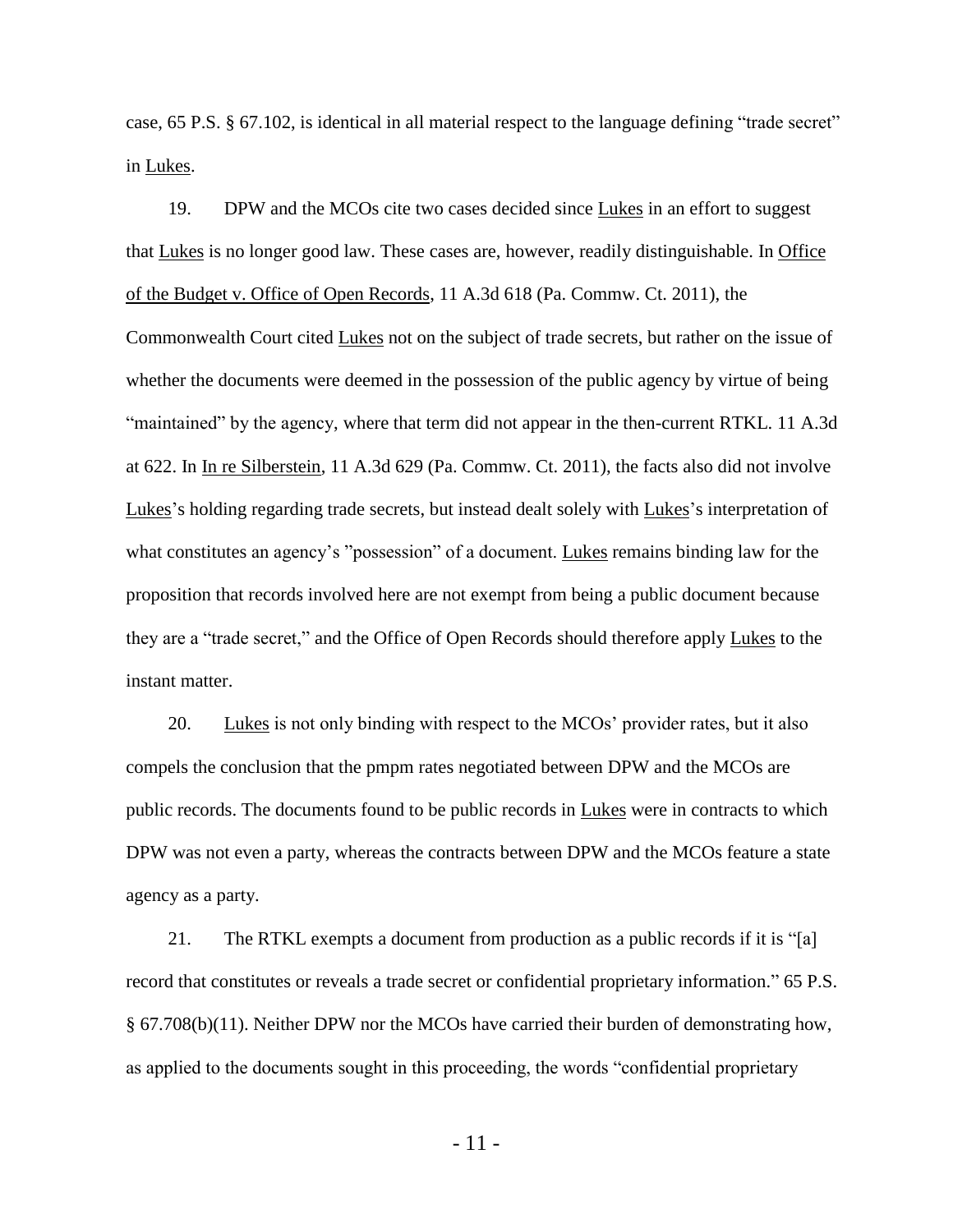case, 65 P.S. § 67.102, is identical in all material respect to the language defining "trade secret" in Lukes.

19. DPW and the MCOs cite two cases decided since Lukes in an effort to suggest that Lukes is no longer good law. These cases are, however, readily distinguishable. In Office of the Budget v. Office of Open Records, 11 A.3d 618 (Pa. Commw. Ct. 2011), the Commonwealth Court cited Lukes not on the subject of trade secrets, but rather on the issue of whether the documents were deemed in the possession of the public agency by virtue of being "maintained" by the agency, where that term did not appear in the then-current RTKL. 11 A.3d at 622. In In re Silberstein, 11 A.3d 629 (Pa. Commw. Ct. 2011), the facts also did not involve Lukes's holding regarding trade secrets, but instead dealt solely with Lukes's interpretation of what constitutes an agency's "possession" of a document. Lukes remains binding law for the proposition that records involved here are not exempt from being a public document because they are a "trade secret," and the Office of Open Records should therefore apply Lukes to the instant matter.

20. Lukes is not only binding with respect to the MCOs' provider rates, but it also compels the conclusion that the pmpm rates negotiated between DPW and the MCOs are public records. The documents found to be public records in Lukes were in contracts to which DPW was not even a party, whereas the contracts between DPW and the MCOs feature a state agency as a party.

21. The RTKL exempts a document from production as a public records if it is "[a] record that constitutes or reveals a trade secret or confidential proprietary information." 65 P.S. § 67.708(b)(11). Neither DPW nor the MCOs have carried their burden of demonstrating how, as applied to the documents sought in this proceeding, the words "confidential proprietary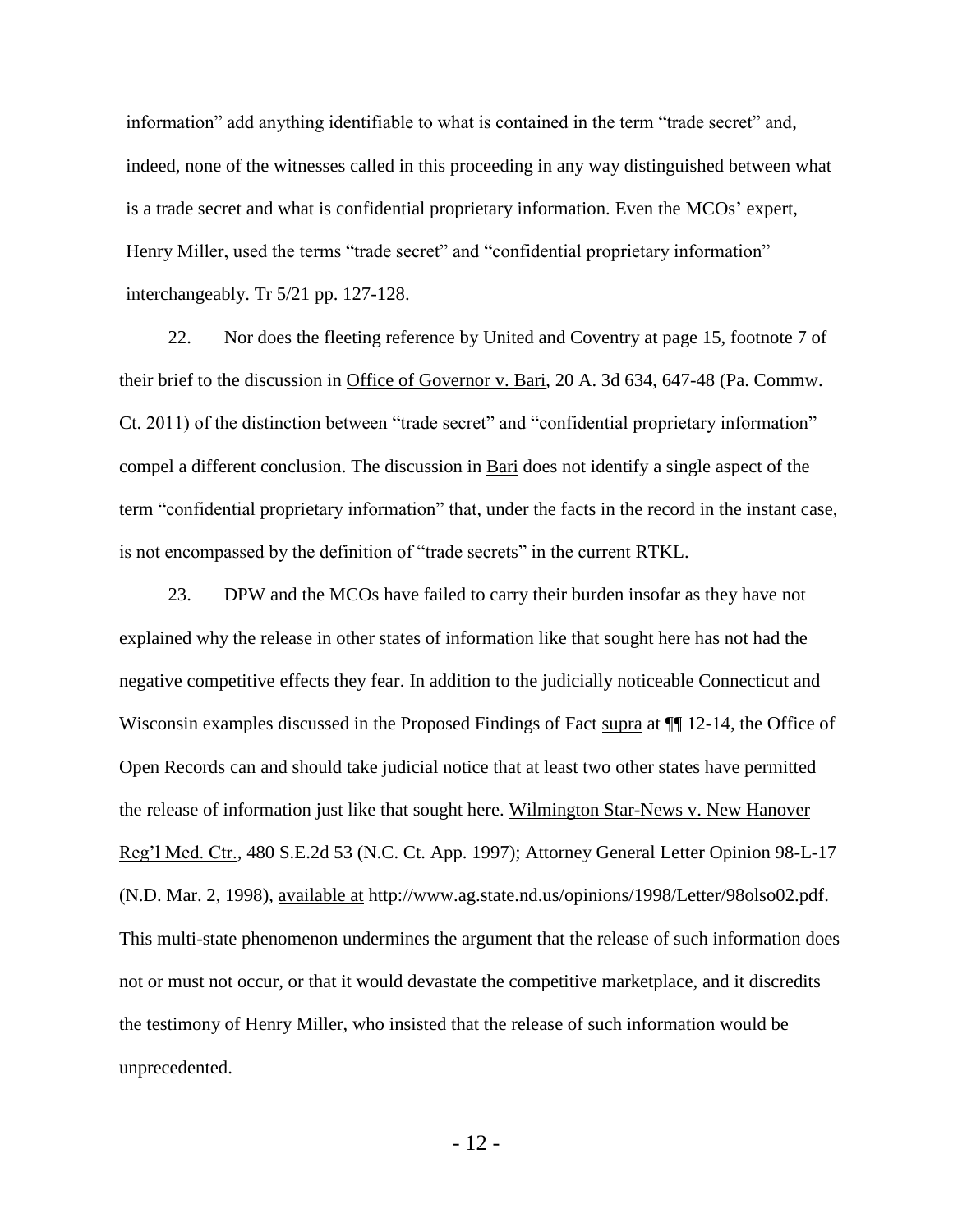information" add anything identifiable to what is contained in the term "trade secret" and, indeed, none of the witnesses called in this proceeding in any way distinguished between what is a trade secret and what is confidential proprietary information. Even the MCOs' expert, Henry Miller, used the terms "trade secret" and "confidential proprietary information" interchangeably. Tr 5/21 pp. 127-128.

22. Nor does the fleeting reference by United and Coventry at page 15, footnote 7 of their brief to the discussion in Office of Governor v. Bari, 20 A. 3d 634, 647-48 (Pa. Commw. Ct. 2011) of the distinction between "trade secret" and "confidential proprietary information" compel a different conclusion. The discussion in Bari does not identify a single aspect of the term "confidential proprietary information" that, under the facts in the record in the instant case, is not encompassed by the definition of "trade secrets" in the current RTKL.

23. DPW and the MCOs have failed to carry their burden insofar as they have not explained why the release in other states of information like that sought here has not had the negative competitive effects they fear. In addition to the judicially noticeable Connecticut and Wisconsin examples discussed in the Proposed Findings of Fact supra at ¶¶ 12-14, the Office of Open Records can and should take judicial notice that at least two other states have permitted the release of information just like that sought here. Wilmington Star-News v. New Hanover Reg'l Med. Ctr., 480 S.E.2d 53 (N.C. Ct. App. 1997); Attorney General Letter Opinion 98-L-17 (N.D. Mar. 2, 1998), available at http://www.ag.state.nd.us/opinions/1998/Letter/98olso02.pdf. This multi-state phenomenon undermines the argument that the release of such information does not or must not occur, or that it would devastate the competitive marketplace, and it discredits the testimony of Henry Miller, who insisted that the release of such information would be unprecedented.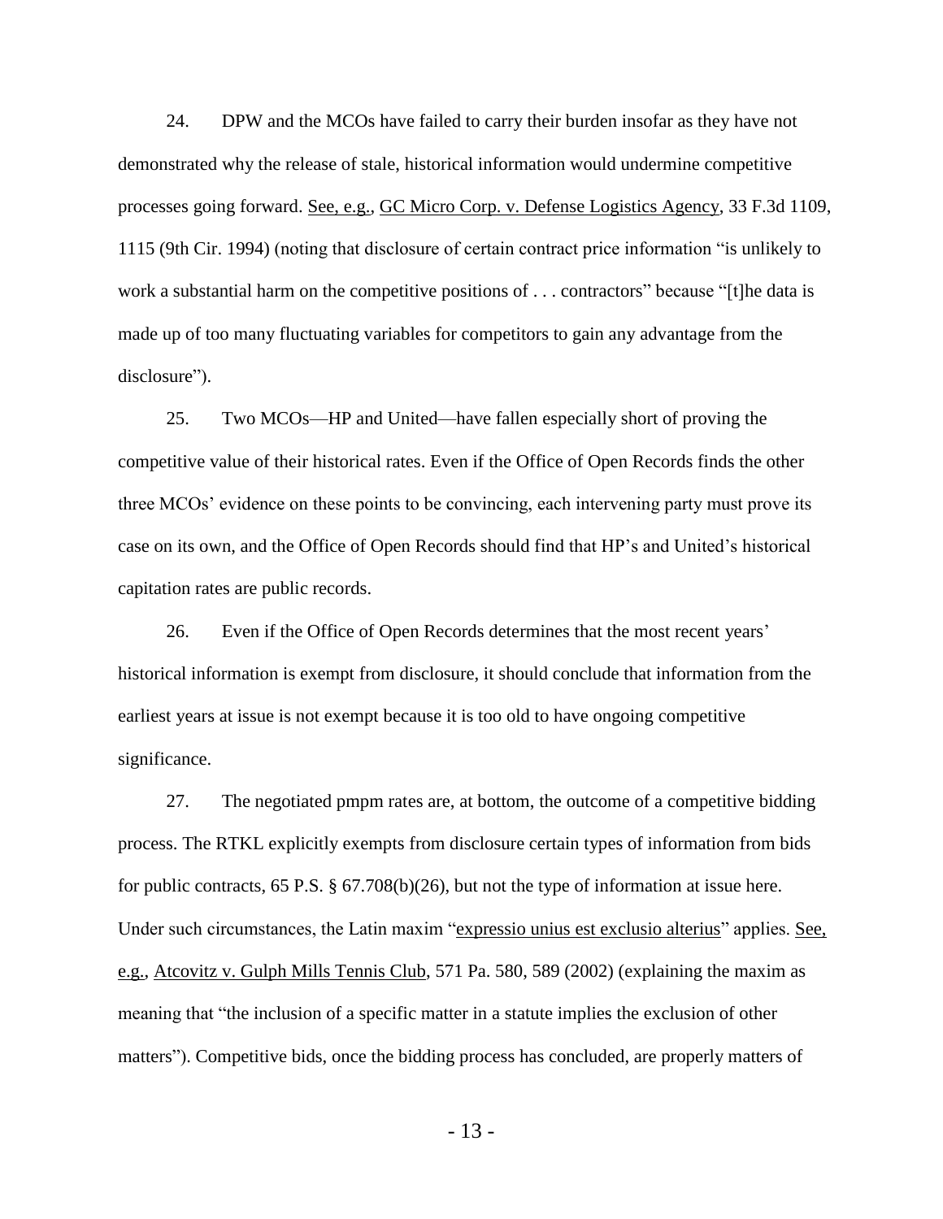24. DPW and the MCOs have failed to carry their burden insofar as they have not demonstrated why the release of stale, historical information would undermine competitive processes going forward. See, e.g., GC Micro Corp. v. Defense Logistics Agency, 33 F.3d 1109, 1115 (9th Cir. 1994) (noting that disclosure of certain contract price information "is unlikely to work a substantial harm on the competitive positions of . . . contractors" because "[t]he data is made up of too many fluctuating variables for competitors to gain any advantage from the disclosure").

25. Two MCOs—HP and United—have fallen especially short of proving the competitive value of their historical rates. Even if the Office of Open Records finds the other three MCOs' evidence on these points to be convincing, each intervening party must prove its case on its own, and the Office of Open Records should find that HP's and United's historical capitation rates are public records.

26. Even if the Office of Open Records determines that the most recent years' historical information is exempt from disclosure, it should conclude that information from the earliest years at issue is not exempt because it is too old to have ongoing competitive significance.

27. The negotiated pmpm rates are, at bottom, the outcome of a competitive bidding process. The RTKL explicitly exempts from disclosure certain types of information from bids for public contracts, 65 P.S. § 67.708(b)(26), but not the type of information at issue here. Under such circumstances, the Latin maxim "expressio unius est exclusio alterius" applies. See, e.g., Atcovitz v. Gulph Mills Tennis Club, 571 Pa. 580, 589 (2002) (explaining the maxim as meaning that "the inclusion of a specific matter in a statute implies the exclusion of other matters"). Competitive bids, once the bidding process has concluded, are properly matters of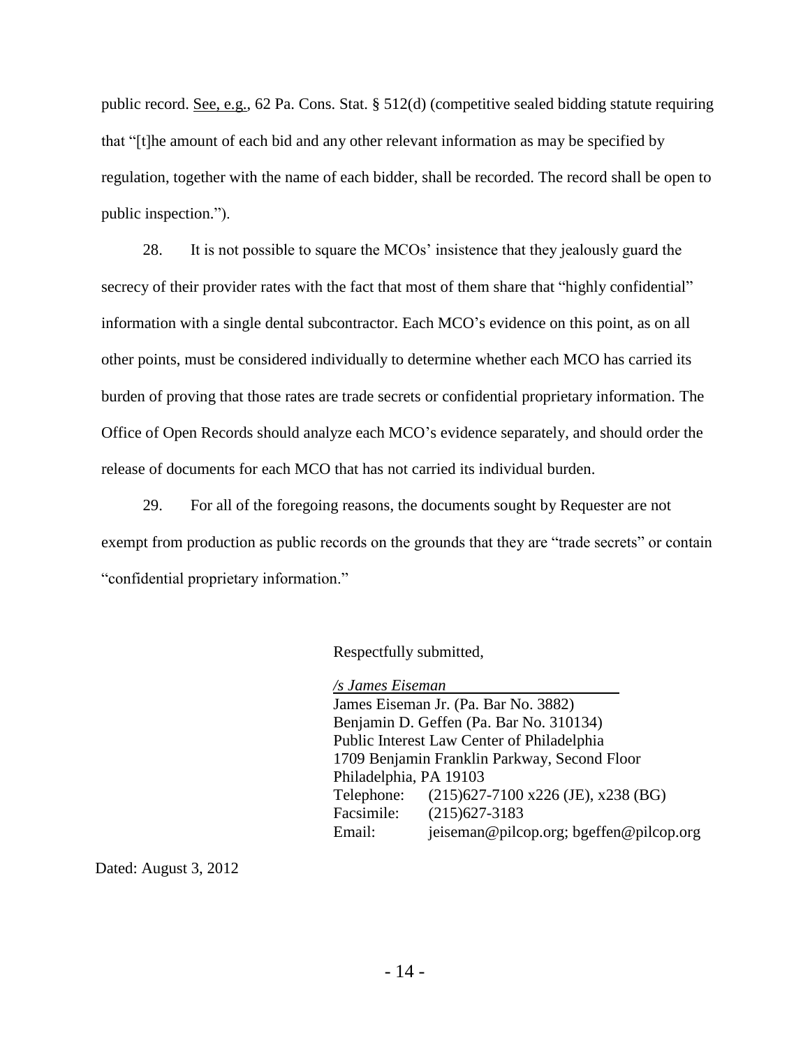public record. See, e.g., 62 Pa. Cons. Stat. § 512(d) (competitive sealed bidding statute requiring that "[t]he amount of each bid and any other relevant information as may be specified by regulation, together with the name of each bidder, shall be recorded. The record shall be open to public inspection.").

28. It is not possible to square the MCOs' insistence that they jealously guard the secrecy of their provider rates with the fact that most of them share that "highly confidential" information with a single dental subcontractor. Each MCO's evidence on this point, as on all other points, must be considered individually to determine whether each MCO has carried its burden of proving that those rates are trade secrets or confidential proprietary information. The Office of Open Records should analyze each MCO's evidence separately, and should order the release of documents for each MCO that has not carried its individual burden.

29. For all of the foregoing reasons, the documents sought by Requester are not exempt from production as public records on the grounds that they are "trade secrets" or contain "confidential proprietary information."

Respectfully submitted,

*/s James Eiseman*

James Eiseman Jr. (Pa. Bar No. 3882)
Benjamin D. Geffen (Pa. Bar No. 310134)
Public Interest Law Center of Philadelphia
1709 Benjamin Franklin Parkway, Second Floor
Philadelphia, PA 19103
Telephone: (215)627-7100 x226 (JE), x238 (BG)
Facsimile: (215)627-3183
Email: jeiseman@pilcop.org; bgeffen@pilcop.org

Dated: August 3, 2012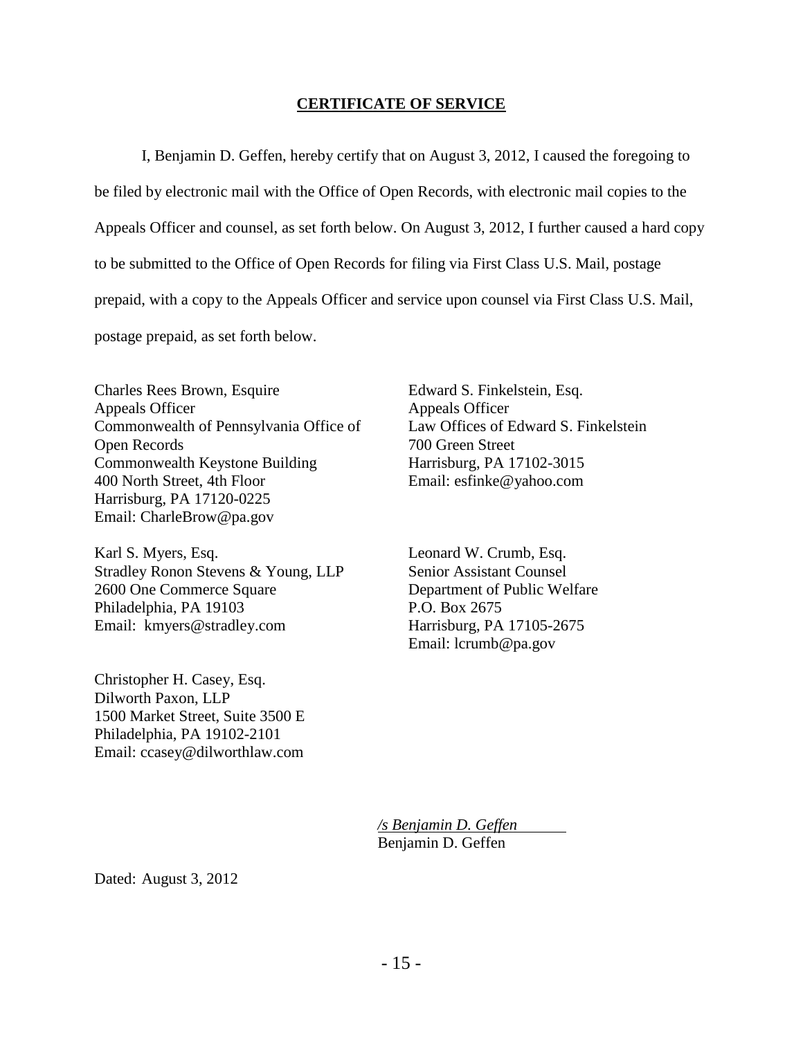## CERTIFICATE OF SERVICE

I, Benjamin D. Geffen, hereby certify that on August 3, 2012, I caused the foregoing to be filed by electronic mail with the Office of Open Records, with electronic mail copies to the Appeals Officer and counsel, as set forth below. On August 3, 2012, I further caused a hard copy to be submitted to the Office of Open Records for filing via First Class U.S. Mail, postage prepaid, with a copy to the Appeals Officer and service upon counsel via First Class U.S. Mail, postage prepaid, as set forth below.

Charles Rees Brown, Esquire
Appeals Officer
Commonwealth of Pennsylvania Office of Open Records
Commonwealth Keystone Building
400 North Street, 4th Floor
Harrisburg, PA 17120-0225
Email: CharleBrow@pa.gov

Edward S. Finkelstein, Esq.
Appeals Officer
Law Offices of Edward S. Finkelstein
700 Green Street
Harrisburg, PA 17102-3015
Email: esfinke@yahoo.com

Karl S. Myers, Esq.
Stradley Ronon Stevens & Young, LLP
2600 One Commerce Square
Philadelphia, PA 19103
Email: kmyers@stradley.com

Leonard W. Crumb, Esq.
Senior Assistant Counsel
Department of Public Welfare
P.O. Box 2675
Harrisburg, PA 17105-2675
Email: lcrumb@pa.gov

Christopher H. Casey, Esq.
Dilworth Paxon, LLP
1500 Market Street, Suite 3500 E
Philadelphia, PA 19102-2101
Email: ccasey@dilworthlaw.com

*/s Benjamin D. Geffen*
Benjamin D. Geffen

Dated: August 3, 2012